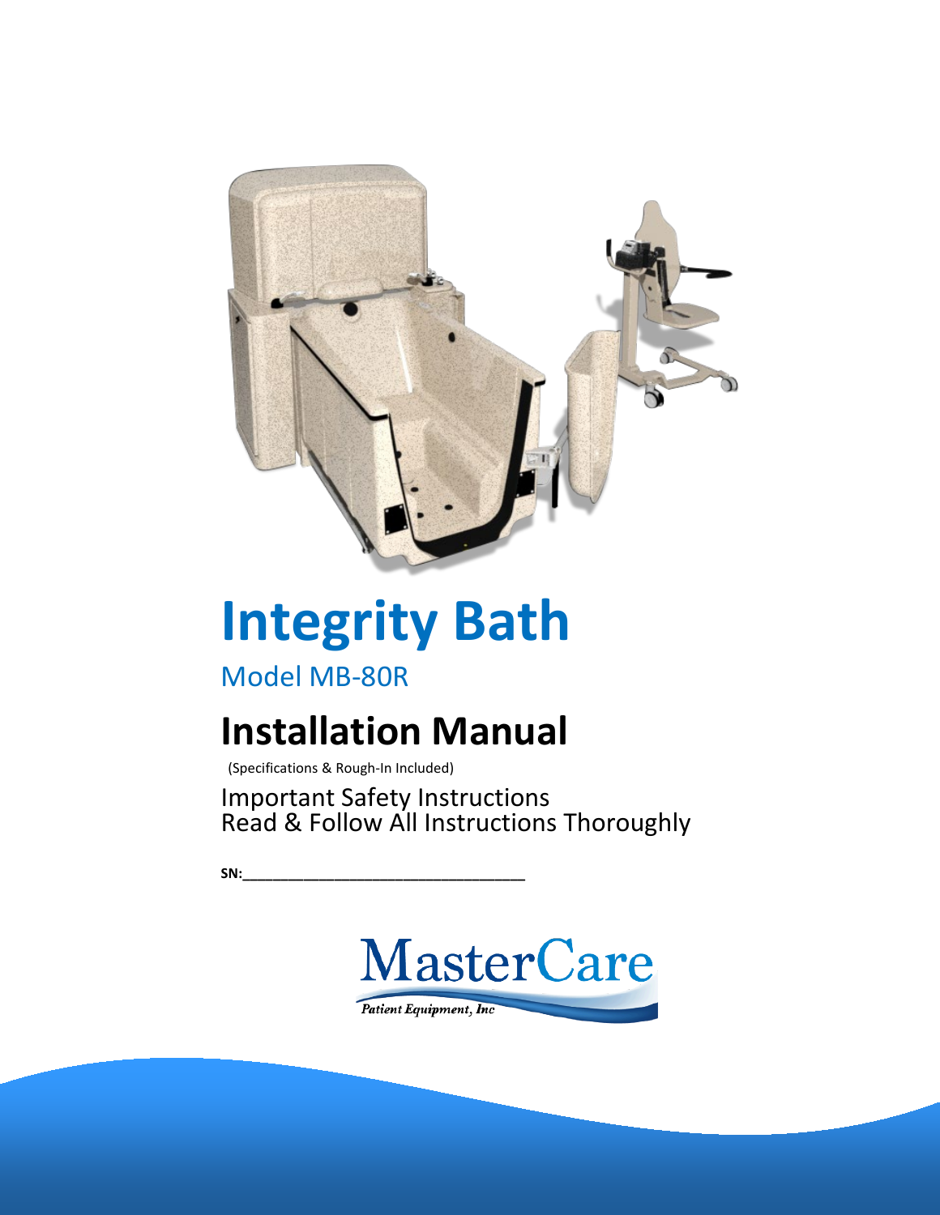# Integrity Bath

Model MB-80R

## Installation Manual

(Specifications & Rough-In Included)

Important Safety Instructions
Read & Follow All Instructions Thoroughly

**SN:**\_\_\_\_\_\_\_\_\_\_\_\_\_\_\_\_\_\_\_\_\_\_\_\_\_\_\_\_\_\_\_\_\_\_

MasterCare
*Patient Equipment, Inc*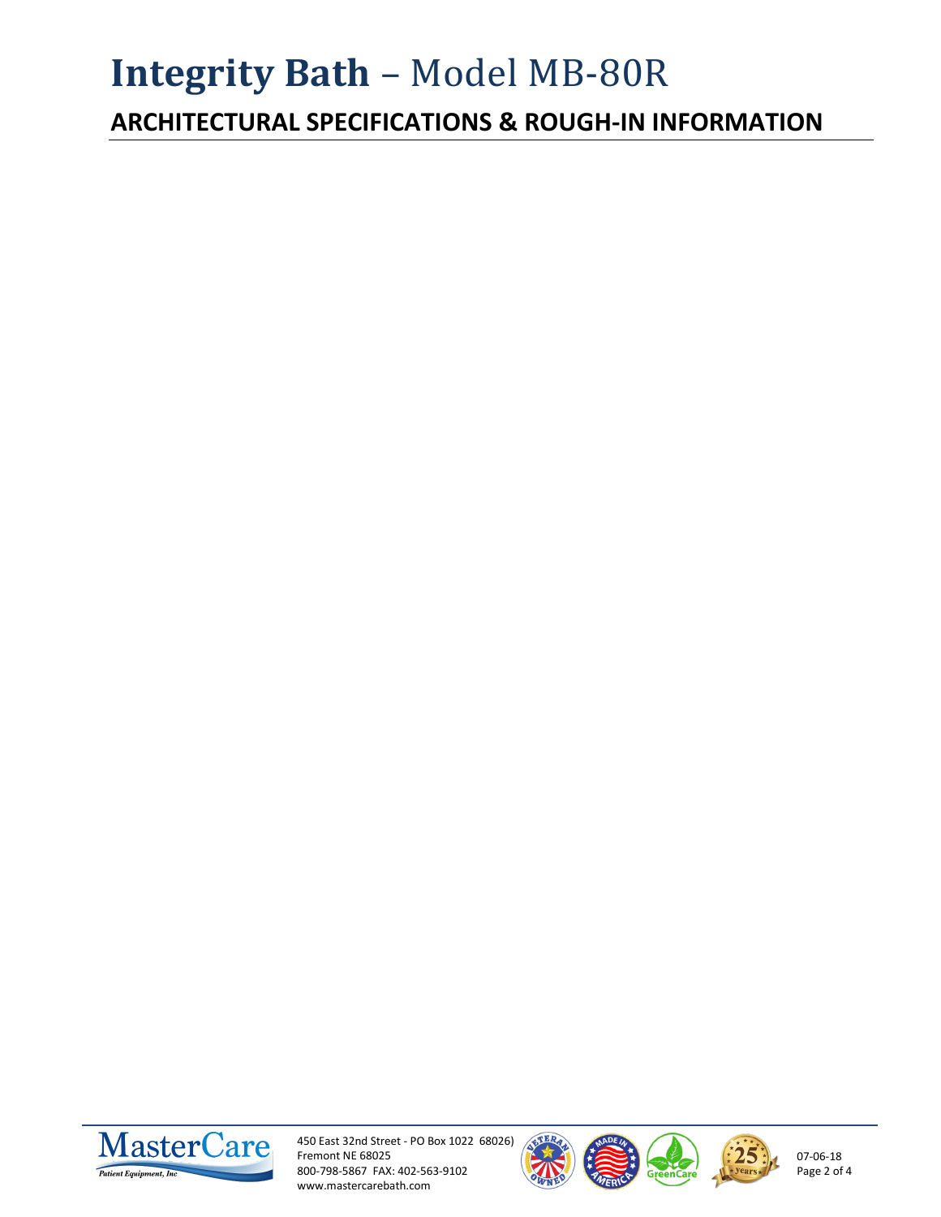# Integrity Bath – Model MB-80R

## ARCHITECTURAL SPECIFICATIONS & ROUGH-IN INFORMATION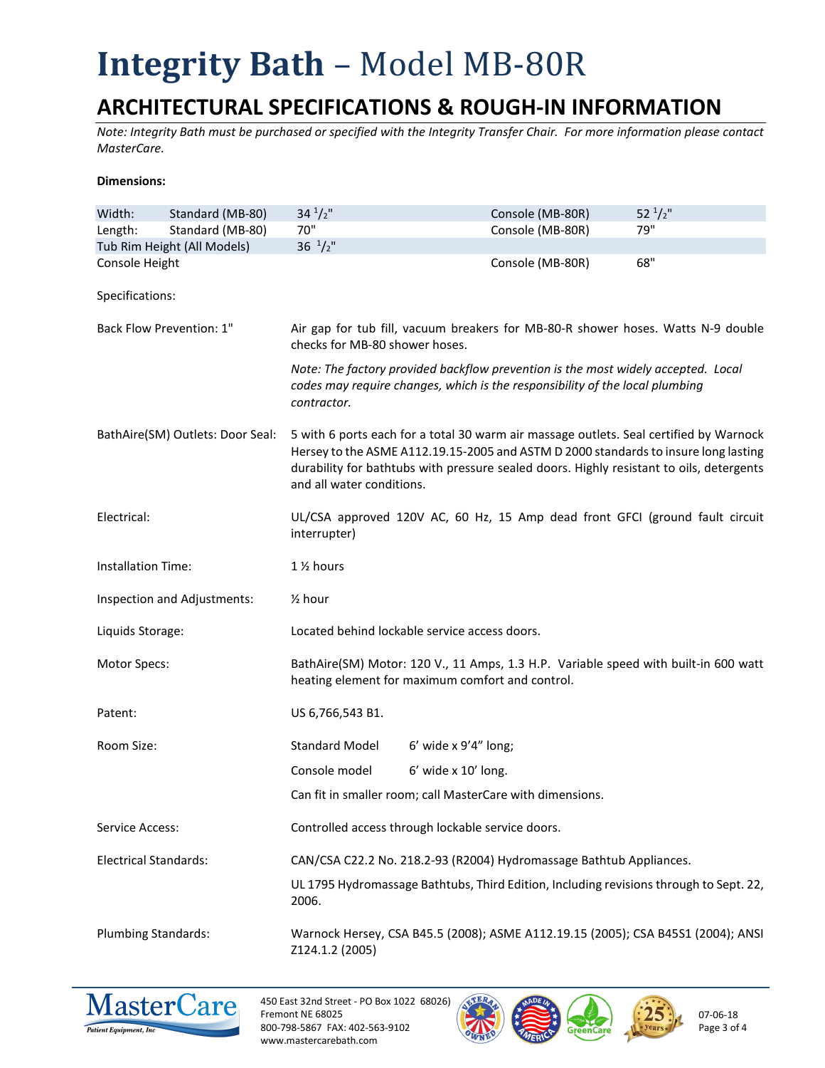# Integrity Bath – Model MB-80R

## ARCHITECTURAL SPECIFICATIONS & ROUGH-IN INFORMATION

*Note: Integrity Bath must be purchased or specified with the Integrity Transfer Chair. For more information please contact MasterCare.*

**Dimensions:**

| | | | | |
|---|---|---|---|---|
| Width: | Standard (MB-80) | 34 1/2" | Console (MB-80R) | 52 1/2" |
| Length: | Standard (MB-80) | 70" | Console (MB-80R) | 79" |
| Tub Rim Height (All Models) | | 36 1/2" | | |
| Console Height | | | Console (MB-80R) | 68" |

Specifications:

| | |
|---|---|
| Back Flow Prevention: 1" | Air gap for tub fill, vacuum breakers for MB-80-R shower hoses. Watts N-9 double checks for MB-80 shower hoses.<br>*Note: The factory provided backflow prevention is the most widely accepted. Local codes may require changes, which is the responsibility of the local plumbing contractor.* |
| BathAire(SM) Outlets: Door Seal: | 5 with 6 ports each for a total 30 warm air massage outlets. Seal certified by Warnock Hersey to the ASME A112.19.15-2005 and ASTM D 2000 standards to insure long lasting durability for bathtubs with pressure sealed doors. Highly resistant to oils, detergents and all water conditions. |
| Electrical: | UL/CSA approved 120V AC, 60 Hz, 15 Amp dead front GFCI (ground fault circuit interrupter) |
| Installation Time: | 1 ½ hours |
| Inspection and Adjustments: | ½ hour |
| Liquids Storage: | Located behind lockable service access doors. |
| Motor Specs: | BathAire(SM) Motor: 120 V., 11 Amps, 1.3 H.P. Variable speed with built-in 600 watt heating element for maximum comfort and control. |
| Patent: | US 6,766,543 B1. |
| Room Size: | Standard Model 6' wide x 9'4" long;<br>Console model 6' wide x 10' long.<br>Can fit in smaller room; call MasterCare with dimensions. |
| Service Access: | Controlled access through lockable service doors. |
| Electrical Standards: | CAN/CSA C22.2 No. 218.2-93 (R2004) Hydromassage Bathtub Appliances.<br>UL 1795 Hydromassage Bathtubs, Third Edition, Including revisions through to Sept. 22, 2006. |
| Plumbing Standards: | Warnock Hersey, CSA B45.5 (2008); ASME A112.19.15 (2005); CSA B45S1 (2004); ANSI Z124.1.2 (2005) |

MasterCare Patient Equipment, Inc
450 East 32nd Street - PO Box 1022 68026)
Fremont NE 68025
800-798-5867 FAX: 402-563-9102
www.mastercarebath.com

07-06-18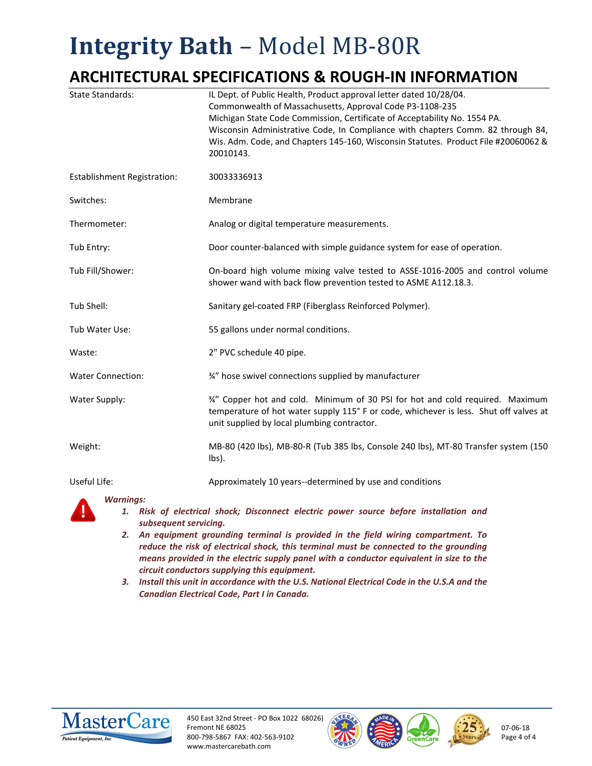# Integrity Bath – Model MB-80R

## ARCHITECTURAL SPECIFICATIONS & ROUGH-IN INFORMATION

| | |
|---|---|
| State Standards: | IL Dept. of Public Health, Product approval letter dated 10/28/04.<br>Commonwealth of Massachusetts, Approval Code P3-1108-235<br>Michigan State Code Commission, Certificate of Acceptability No. 1554 PA.<br>Wisconsin Administrative Code, In Compliance with chapters Comm. 82 through 84, Wis. Adm. Code, and Chapters 145-160, Wisconsin Statutes. Product File #20060062 & 20010143. |
| Establishment Registration: | 30033336913 |
| Switches: | Membrane |
| Thermometer: | Analog or digital temperature measurements. |
| Tub Entry: | Door counter-balanced with simple guidance system for ease of operation. |
| Tub Fill/Shower: | On-board high volume mixing valve tested to ASSE-1016-2005 and control volume shower wand with back flow prevention tested to ASME A112.18.3. |
| Tub Shell: | Sanitary gel-coated FRP (Fiberglass Reinforced Polymer). |
| Tub Water Use: | 55 gallons under normal conditions. |
| Waste: | 2" PVC schedule 40 pipe. |
| Water Connection: | ¾" hose swivel connections supplied by manufacturer |
| Water Supply: | ¾" Copper hot and cold. Minimum of 30 PSI for hot and cold required. Maximum temperature of hot water supply 115° F or code, whichever is less. Shut off valves at unit supplied by local plumbing contractor. |
| Weight: | MB-80 (420 lbs), MB-80-R (Tub 385 lbs, Console 240 lbs), MT-80 Transfer system (150 lbs). |
| Useful Life: | Approximately 10 years--determined by use and conditions |

***Warnings:***

1. ***Risk of electrical shock; Disconnect electric power source before installation and subsequent servicing.***
2. ***An equipment grounding terminal is provided in the field wiring compartment. To reduce the risk of electrical shock, this terminal must be connected to the grounding means provided in the electric supply panel with a conductor equivalent in size to the circuit conductors supplying this equipment.***
3. ***Install this unit in accordance with the U.S. National Electrical Code in the U.S.A and the Canadian Electrical Code, Part I in Canada.***

MasterCare Patient Equipment, Inc

450 East 32nd Street - PO Box 1022 68026)
Fremont NE 68025
800-798-5867 FAX: 402-563-9102
www.mastercarebath.com

07-06-18